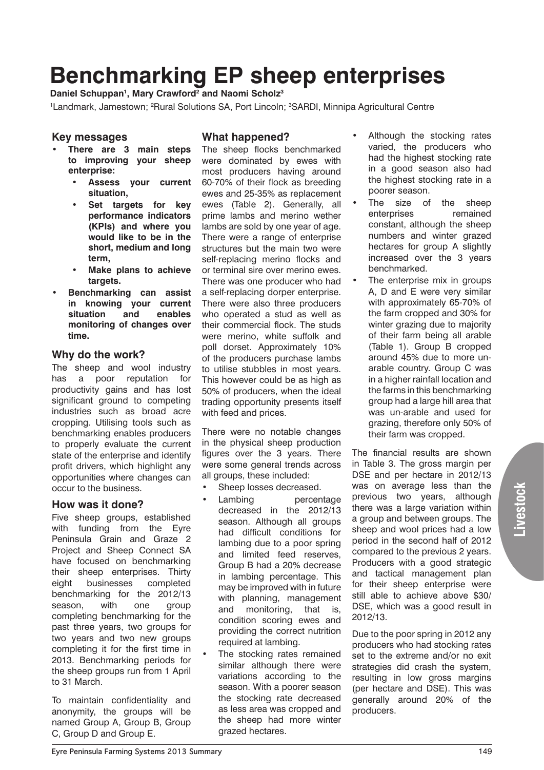# Benchmarking EP sheep enterprises

**Daniel Schuppan[1], Mary Crawford[2] and Naomi Scholz[3]**

[1]Landmark, Jamestown; [2]Rural Solutions SA, Port Lincoln; [3]SARDI, Minnipa Agricultural Centre

## Key messages

- **There are 3 main steps to improving your sheep enterprise:**
  - **Assess your current situation,**
  - **Set targets for key performance indicators (KPIs) and where you would like to be in the short, medium and long term,**
  - **Make plans to achieve targets.**
- **Benchmarking can assist in knowing your current situation and enables monitoring of changes over time.**

## Why do the work?

The sheep and wool industry has a poor reputation for productivity gains and has lost significant ground to competing industries such as broad acre cropping. Utilising tools such as benchmarking enables producers to properly evaluate the current state of the enterprise and identify profit drivers, which highlight any opportunities where changes can occur to the business.

## How was it done?

Five sheep groups, established with funding from the Eyre Peninsula Grain and Graze 2 Project and Sheep Connect SA have focused on benchmarking their sheep enterprises. Thirty eight businesses completed benchmarking for the 2012/13 season, with one group completing benchmarking for the past three years, two groups for two years and two new groups completing it for the first time in 2013. Benchmarking periods for the sheep groups run from 1 April to 31 March.

To maintain confidentiality and anonymity, the groups will be named Group A, Group B, Group C, Group D and Group E.

## What happened?

The sheep flocks benchmarked were dominated by ewes with most producers having around 60-70% of their flock as breeding ewes and 25-35% as replacement ewes (Table 2). Generally, all prime lambs and merino wether lambs are sold by one year of age. There were a range of enterprise structures but the main two were self-replacing merino flocks and or terminal sire over merino ewes. There was one producer who had a self-replacing dorper enterprise. There were also three producers who operated a stud as well as their commercial flock. The studs were merino, white suffolk and poll dorset. Approximately 10% of the producers purchase lambs to utilise stubbles in most years. This however could be as high as 50% of producers, when the ideal trading opportunity presents itself with feed and prices.

There were no notable changes in the physical sheep production figures over the 3 years. There were some general trends across all groups, these included:

- Sheep losses decreased.
- Lambing percentage decreased in the 2012/13 season. Although all groups had difficult conditions for lambing due to a poor spring and limited feed reserves, Group B had a 20% decrease in lambing percentage. This may be improved with in future with planning, management and monitoring, that is, condition scoring ewes and providing the correct nutrition required at lambing.
- The stocking rates remained similar although there were variations according to the season. With a poorer season the stocking rate decreased as less area was cropped and the sheep had more winter grazed hectares.
- Although the stocking rates varied, the producers who had the highest stocking rate in a good season also had the highest stocking rate in a poorer season.
- The size of the sheep enterprises remained constant, although the sheep numbers and winter grazed hectares for group A slightly increased over the 3 years benchmarked.
- The enterprise mix in groups A, D and E were very similar with approximately 65-70% of the farm cropped and 30% for winter grazing due to majority of their farm being all arable (Table 1). Group B cropped around 45% due to more un-arable country. Group C was in a higher rainfall location and the farms in this benchmarking group had a large hill area that was un-arable and used for grazing, therefore only 50% of their farm was cropped.

The financial results are shown in Table 3. The gross margin per DSE and per hectare in 2012/13 was on average less than the previous two years, although there was a large variation within a group and between groups. The sheep and wool prices had a low period in the second half of 2012 compared to the previous 2 years. Producers with a good strategic and tactical management plan for their sheep enterprise were still able to achieve above $30/DSE, which was a good result in 2012/13.

Due to the poor spring in 2012 any producers who had stocking rates set to the extreme and/or no exit strategies did crash the system, resulting in low gross margins (per hectare and DSE). This was generally around 20% of the producers.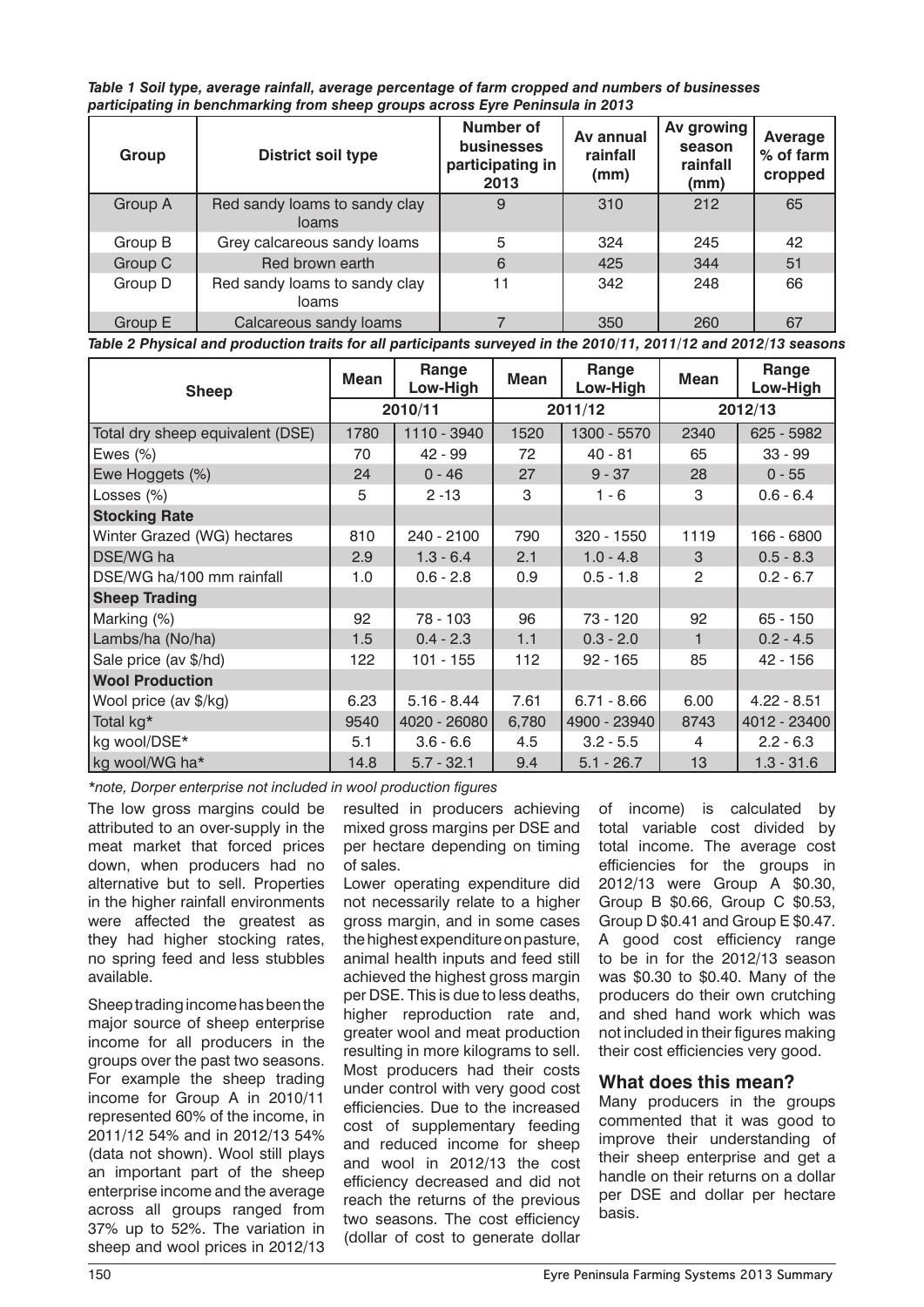*Table 1 Soil type, average rainfall, average percentage of farm cropped and numbers of businesses participating in benchmarking from sheep groups across Eyre Peninsula in 2013*

| Group | District soil type | Number of businesses participating in 2013 | Av annual rainfall (mm) | Av growing season rainfall (mm) | Average % of farm cropped |
|---|---|---|---|---|---|
| Group A | Red sandy loams to sandy clay loams | 9 | 310 | 212 | 65 |
| Group B | Grey calcareous sandy loams | 5 | 324 | 245 | 42 |
| Group C | Red brown earth | 6 | 425 | 344 | 51 |
| Group D | Red sandy loams to sandy clay loams | 11 | 342 | 248 | 66 |
| Group E | Calcareous sandy loams | 7 | 350 | 260 | 67 |

*Table 2 Physical and production traits for all participants surveyed in the 2010/11, 2011/12 and 2012/13 seasons*

| Sheep | Mean | Range Low-High | Mean | Range Low-High | Mean | Range Low-High |
|---|---|---|---|---|---|---|
| | 2010/11 | | 2011/12 | | 2012/13 | |
| Total dry sheep equivalent (DSE) | 1780 | 1110 - 3940 | 1520 | 1300 - 5570 | 2340 | 625 - 5982 |
| Ewes (%) | 70 | 42 - 99 | 72 | 40 - 81 | 65 | 33 - 99 |
| Ewe Hoggets (%) | 24 | 0 - 46 | 27 | 9 - 37 | 28 | 0 - 55 |
| Losses (%) | 5 | 2 -13 | 3 | 1 - 6 | 3 | 0.6 - 6.4 |
| **Stocking Rate** | | | | | | |
| Winter Grazed (WG) hectares | 810 | 240 - 2100 | 790 | 320 - 1550 | 1119 | 166 - 6800 |
| DSE/WG ha | 2.9 | 1.3 - 6.4 | 2.1 | 1.0 - 4.8 | 3 | 0.5 - 8.3 |
| DSE/WG ha/100 mm rainfall | 1.0 | 0.6 - 2.8 | 0.9 | 0.5 - 1.8 | 2 | 0.2 - 6.7 |
| **Sheep Trading** | | | | | | |
| Marking (%) | 92 | 78 - 103 | 96 | 73 - 120 | 92 | 65 - 150 |
| Lambs/ha (No/ha) | 1.5 | 0.4 - 2.3 | 1.1 | 0.3 - 2.0 | 1 | 0.2 - 4.5 |
| Sale price (av $/hd) | 122 | 101 - 155 | 112 | 92 - 165 | 85 | 42 - 156 |
| **Wool Production** | | | | | | |
| Wool price (av $/kg) | 6.23 | 5.16 - 8.44 | 7.61 | 6.71 - 8.66 | 6.00 | 4.22 - 8.51 |
| Total kg* | 9540 | 4020 - 26080 | 6,780 | 4900 - 23940 | 8743 | 4012 - 23400 |
| kg wool/DSE* | 5.1 | 3.6 - 6.6 | 4.5 | 3.2 - 5.5 | 4 | 2.2 - 6.3 |
| kg wool/WG ha* | 14.8 | 5.7 - 32.1 | 9.4 | 5.1 - 26.7 | 13 | 1.3 - 31.6 |

*\*note, Dorper enterprise not included in wool production figures*

The low gross margins could be attributed to an over-supply in the meat market that forced prices down, when producers had no alternative but to sell. Properties in the higher rainfall environments were affected the greatest as they had higher stocking rates, no spring feed and less stubbles available.

Sheep trading income has been the major source of sheep enterprise income for all producers in the groups over the past two seasons. For example the sheep trading income for Group A in 2010/11 represented 60% of the income, in 2011/12 54% and in 2012/13 54% (data not shown). Wool still plays an important part of the sheep enterprise income and the average across all groups ranged from 37% up to 52%. The variation in sheep and wool prices in 2012/13 resulted in producers achieving mixed gross margins per DSE and per hectare depending on timing of sales.

Lower operating expenditure did not necessarily relate to a higher gross margin, and in some cases the highest expenditure on pasture, animal health inputs and feed still achieved the highest gross margin per DSE. This is due to less deaths, higher reproduction rate and, greater wool and meat production resulting in more kilograms to sell. Most producers had their costs under control with very good cost efficiencies. Due to the increased cost of supplementary feeding and reduced income for sheep and wool in 2012/13 the cost efficiency decreased and did not reach the returns of the previous two seasons. The cost efficiency (dollar of cost to generate dollar of income) is calculated by total variable cost divided by total income. The average cost efficiencies for the groups in 2012/13 were Group A $0.30, Group B $0.66, Group C $0.53, Group D $0.41 and Group E $0.47. A good cost efficiency range to be in for the 2012/13 season was $0.30 to $0.40. Many of the producers do their own crutching and shed hand work which was not included in their figures making their cost efficiencies very good.

## What does this mean?

Many producers in the groups commented that it was good to improve their understanding of their sheep enterprise and get a handle on their returns on a dollar per DSE and dollar per hectare basis.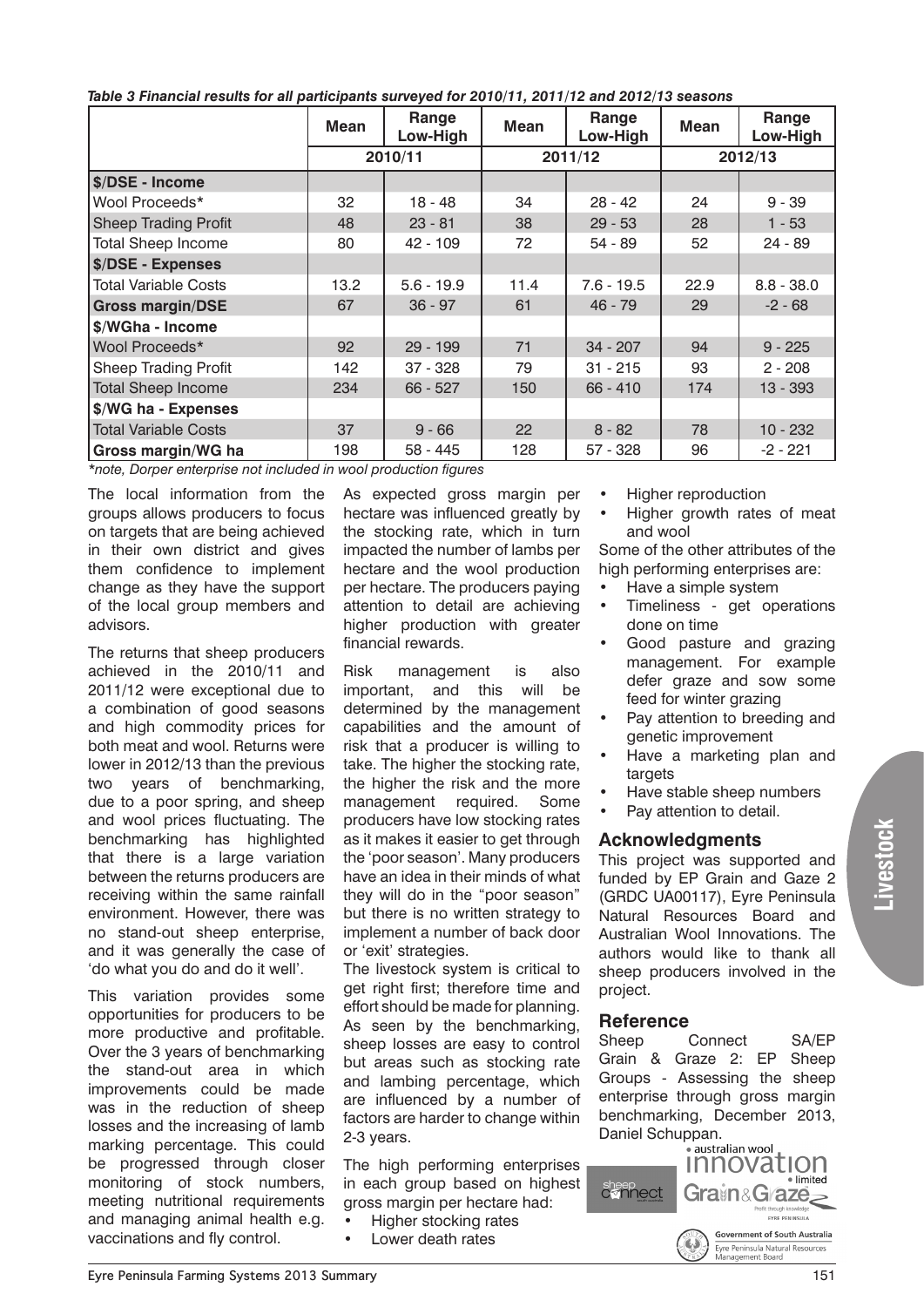*Table 3 Financial results for all participants surveyed for 2010/11, 2011/12 and 2012/13 seasons*

| | Mean | Range Low-High | Mean | Range Low-High | Mean | Range Low-High |
|---|---|---|---|---|---|---|
| | 2010/11 | | 2011/12 | | 2012/13 | |
| **$/DSE - Income** | | | | | | |
| Wool Proceeds* | 32 | 18 - 48 | 34 | 28 - 42 | 24 | 9 - 39 |
| Sheep Trading Profit | 48 | 23 - 81 | 38 | 29 - 53 | 28 | 1 - 53 |
| Total Sheep Income | 80 | 42 - 109 | 72 | 54 - 89 | 52 | 24 - 89 |
| **$/DSE - Expenses** | | | | | | |
| Total Variable Costs | 13.2 | 5.6 - 19.9 | 11.4 | 7.6 - 19.5 | 22.9 | 8.8 - 38.0 |
| **Gross margin/DSE** | 67 | 36 - 97 | 61 | 46 - 79 | 29 | -2 - 68 |
| **$/WGha - Income** | | | | | | |
| Wool Proceeds* | 92 | 29 - 199 | 71 | 34 - 207 | 94 | 9 - 225 |
| Sheep Trading Profit | 142 | 37 - 328 | 79 | 31 - 215 | 93 | 2 - 208 |
| Total Sheep Income | 234 | 66 - 527 | 150 | 66 - 410 | 174 | 13 - 393 |
| **$/WG ha - Expenses** | | | | | | |
| Total Variable Costs | 37 | 9 - 66 | 22 | 8 - 82 | 78 | 10 - 232 |
| **Gross margin/WG ha** | 198 | 58 - 445 | 128 | 57 - 328 | 96 | -2 - 221 |

*\*note, Dorper enterprise not included in wool production figures*

The local information from the groups allows producers to focus on targets that are being achieved in their own district and gives them confidence to implement change as they have the support of the local group members and advisors.

The returns that sheep producers achieved in the 2010/11 and 2011/12 were exceptional due to a combination of good seasons and high commodity prices for both meat and wool. Returns were lower in 2012/13 than the previous two years of benchmarking, due to a poor spring, and sheep and wool prices fluctuating. The benchmarking has highlighted that there is a large variation between the returns producers are receiving within the same rainfall environment. However, there was no stand-out sheep enterprise, and it was generally the case of 'do what you do and do it well'.

This variation provides some opportunities for producers to be more productive and profitable. Over the 3 years of benchmarking the stand-out area in which improvements could be made was in the reduction of sheep losses and the increasing of lamb marking percentage. This could be progressed through closer monitoring of stock numbers, meeting nutritional requirements and managing animal health e.g. vaccinations and fly control.

As expected gross margin per hectare was influenced greatly by the stocking rate, which in turn impacted the number of lambs per hectare and the wool production per hectare. The producers paying attention to detail are achieving higher production with greater financial rewards.

Risk management is also important, and this will be determined by the management capabilities and the amount of risk that a producer is willing to take. The higher the stocking rate, the higher the risk and the more management required. Some producers have low stocking rates as it makes it easier to get through the 'poor season'. Many producers have an idea in their minds of what they will do in the "poor season" but there is no written strategy to implement a number of back door or 'exit' strategies.

The livestock system is critical to get right first; therefore time and effort should be made for planning. As seen by the benchmarking, sheep losses are easy to control but areas such as stocking rate and lambing percentage, which are influenced by a number of factors are harder to change within 2-3 years.

The high performing enterprises in each group based on highest gross margin per hectare had:

- Higher stocking rates
- Lower death rates
- Higher reproduction
- Higher growth rates of meat and wool

Some of the other attributes of the high performing enterprises are:

- Have a simple system
- Timeliness - get operations done on time
- Good pasture and grazing management. For example defer graze and sow some feed for winter grazing
- Pay attention to breeding and genetic improvement
- Have a marketing plan and targets
- Have stable sheep numbers
- Pay attention to detail.

## Acknowledgments

This project was supported and funded by EP Grain and Gaze 2 (GRDC UA00117), Eyre Peninsula Natural Resources Board and Australian Wool Innovations. The authors would like to thank all sheep producers involved in the project.

## Reference

Sheep Connect SA/EP Grain & Graze 2: EP Sheep Groups - Assessing the sheep enterprise through gross margin benchmarking, December 2013, Daniel Schuppan.